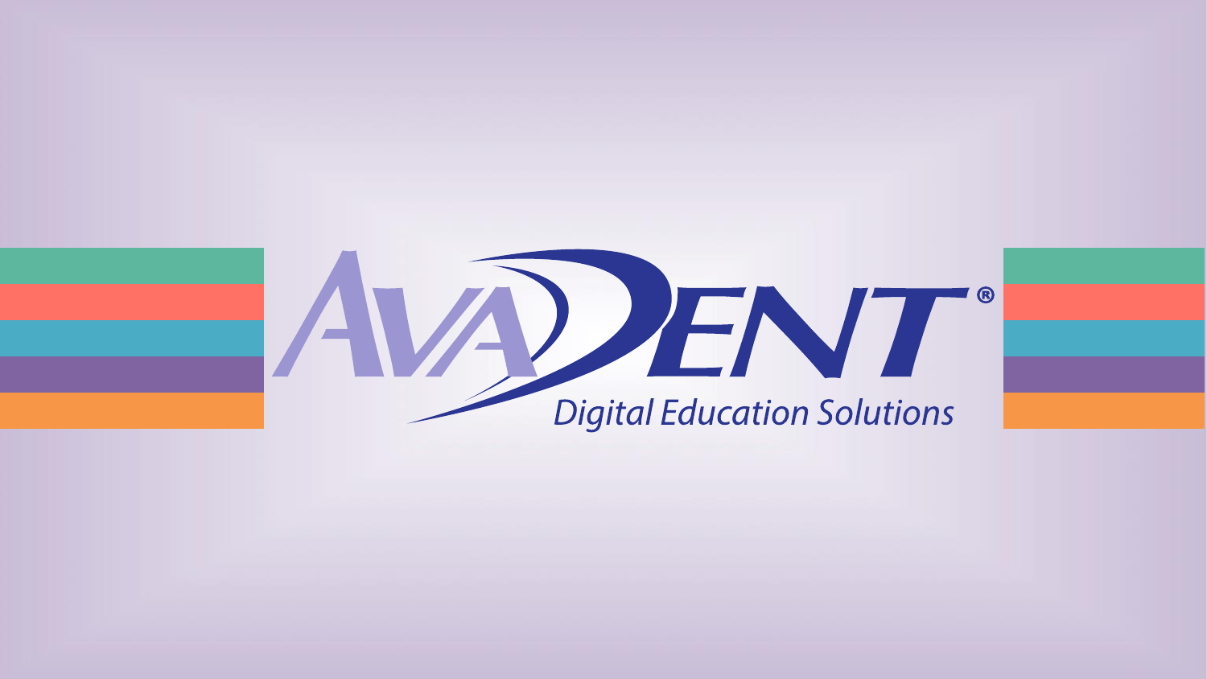# AVADENT®

Digital Education Solutions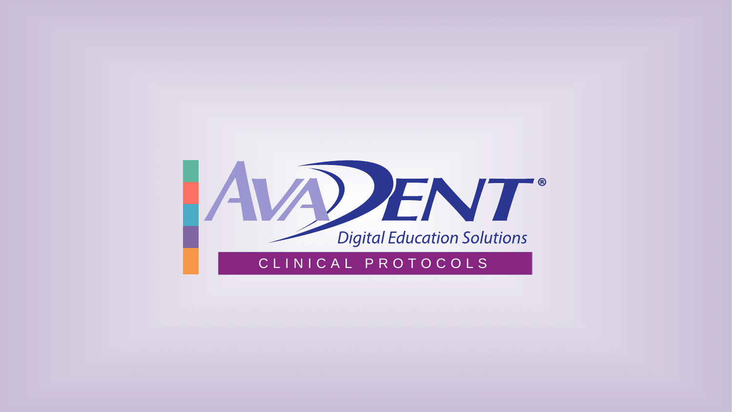# AVADENT®

Digital Education Solutions

CLINICAL PROTOCOLS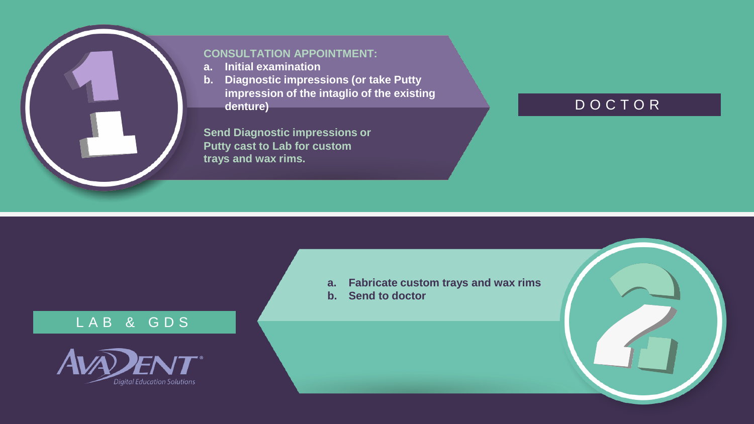## 1

**CONSULTATION APPOINTMENT:**

a. **Initial examination**
b. **Diagnostic impressions (or take Putty impression of the intaglio of the existing denture)**

**Send Diagnostic impressions or Putty cast to Lab for custom trays and wax rims.**

DOCTOR

## 2

a. **Fabricate custom trays and wax rims**
b. **Send to doctor**

LAB & GDS

AVADENT Digital Education Solutions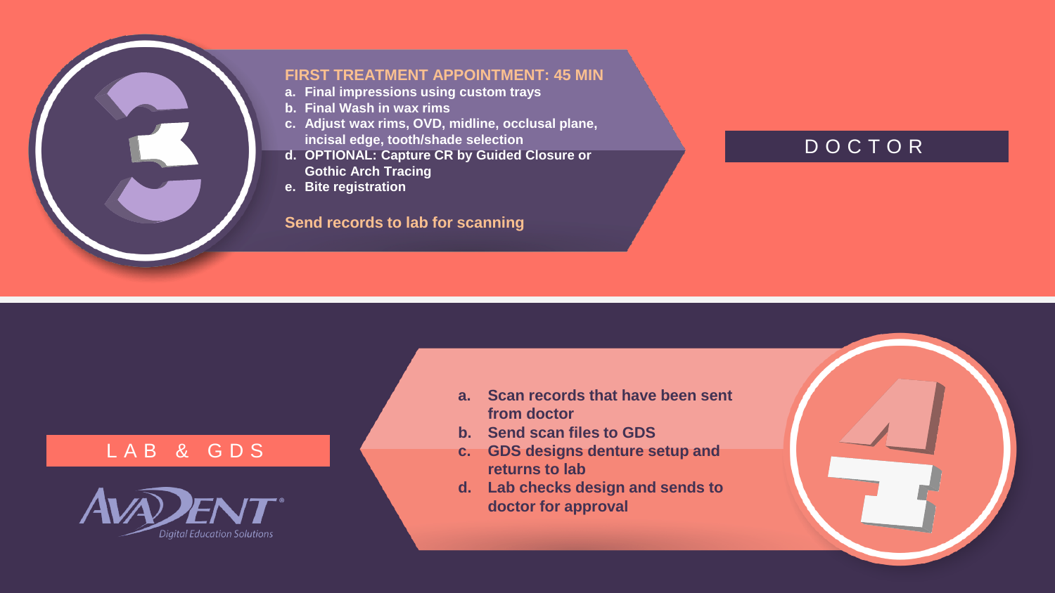## 3

### FIRST TREATMENT APPOINTMENT: 45 MIN

a. Final impressions using custom trays
b. Final Wash in wax rims
c. Adjust wax rims, OVD, midline, occlusal plane, incisal edge, tooth/shade selection
d. OPTIONAL: Capture CR by Guided Closure or Gothic Arch Tracing
e. Bite registration

**Send records to lab for scanning**

DOCTOR

## 4

LAB & GDS

AvaDent Digital Education Solutions

a. Scan records that have been sent from doctor
b. Send scan files to GDS
c. GDS designs denture setup and returns to lab
d. Lab checks design and sends to doctor for approval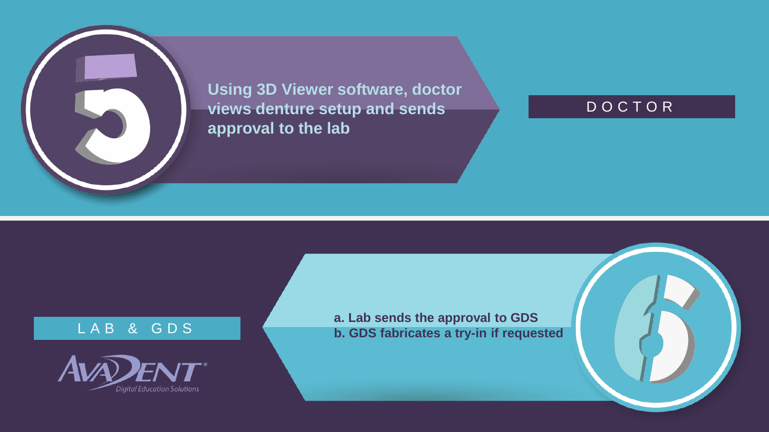## 5

**Using 3D Viewer software, doctor views denture setup and sends approval to the lab**

DOCTOR

## 6

LAB & GDS

**a. Lab sends the approval to GDS**
**b. GDS fabricates a try-in if requested**

AvaDent® Digital Education Solutions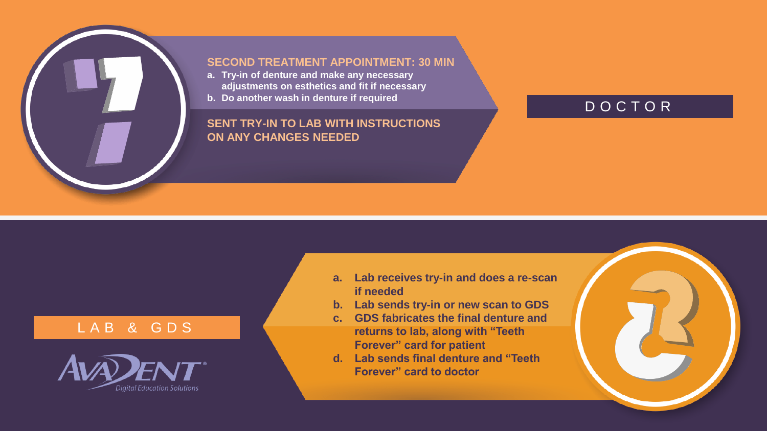## 7

**SECOND TREATMENT APPOINTMENT: 30 MIN**

a. Try-in of denture and make any necessary adjustments on esthetics and fit if necessary
b. Do another wash in denture if required

**SENT TRY-IN TO LAB WITH INSTRUCTIONS ON ANY CHANGES NEEDED**

DOCTOR

## 8

a. Lab receives try-in and does a re-scan if needed
b. Lab sends try-in or new scan to GDS
c. GDS fabricates the final denture and returns to lab, along with "Teeth Forever" card for patient
d. Lab sends final denture and "Teeth Forever" card to doctor

LAB & GDS

AvaDent® Digital Education Solutions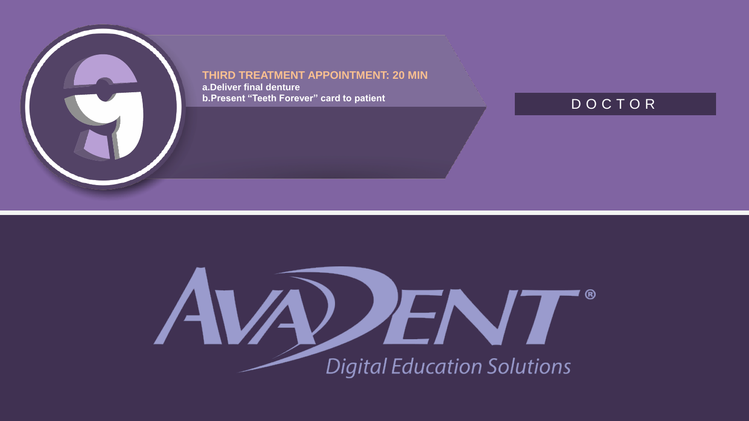**THIRD TREATMENT APPOINTMENT: 20 MIN**

a. Deliver final denture

b. Present "Teeth Forever" card to patient

DOCTOR

AVADENT®

Digital Education Solutions